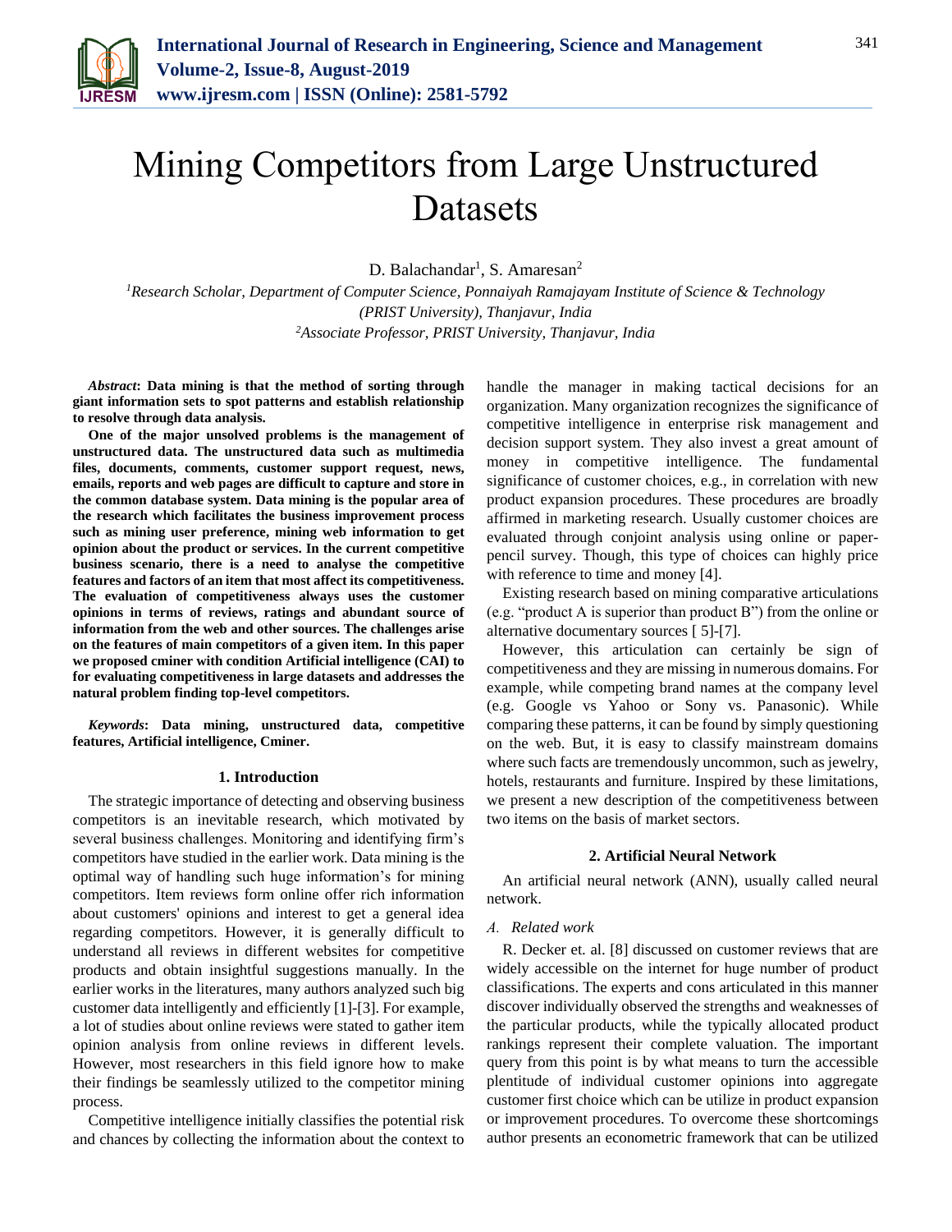# Mining Competitors from Large Unstructured Datasets

D. Balachandar[1], S. Amaresan[2]

[1]*Research Scholar, Department of Computer Science, Ponnaiyah Ramajayam Institute of Science & Technology (PRIST University), Thanjavur, India*
[2]*Associate Professor, PRIST University, Thanjavur, India*

***Abstract*****: Data mining is that the method of sorting through giant information sets to spot patterns and establish relationship to resolve through data analysis.**

**One of the major unsolved problems is the management of unstructured data. The unstructured data such as multimedia files, documents, comments, customer support request, news, emails, reports and web pages are difficult to capture and store in the common database system. Data mining is the popular area of the research which facilitates the business improvement process such as mining user preference, mining web information to get opinion about the product or services. In the current competitive business scenario, there is a need to analyse the competitive features and factors of an item that most affect its competitiveness. The evaluation of competitiveness always uses the customer opinions in terms of reviews, ratings and abundant source of information from the web and other sources. The challenges arise on the features of main competitors of a given item. In this paper we proposed cminer with condition Artificial intelligence (CAI) to for evaluating competitiveness in large datasets and addresses the natural problem finding top-level competitors.**

***Keywords*****: Data mining, unstructured data, competitive features, Artificial intelligence, Cminer.**

## 1. Introduction

The strategic importance of detecting and observing business competitors is an inevitable research, which motivated by several business challenges. Monitoring and identifying firm's competitors have studied in the earlier work. Data mining is the optimal way of handling such huge information's for mining competitors. Item reviews form online offer rich information about customers' opinions and interest to get a general idea regarding competitors. However, it is generally difficult to understand all reviews in different websites for competitive products and obtain insightful suggestions manually. In the earlier works in the literatures, many authors analyzed such big customer data intelligently and efficiently [1]-[3]. For example, a lot of studies about online reviews were stated to gather item opinion analysis from online reviews in different levels. However, most researchers in this field ignore how to make their findings be seamlessly utilized to the competitor mining process.

Competitive intelligence initially classifies the potential risk and chances by collecting the information about the context to handle the manager in making tactical decisions for an organization. Many organization recognizes the significance of competitive intelligence in enterprise risk management and decision support system. They also invest a great amount of money in competitive intelligence. The fundamental significance of customer choices, e.g., in correlation with new product expansion procedures. These procedures are broadly affirmed in marketing research. Usually customer choices are evaluated through conjoint analysis using online or paper-pencil survey. Though, this type of choices can highly price with reference to time and money [4].

Existing research based on mining comparative articulations (e.g. "product A is superior than product B") from the online or alternative documentary sources [ 5]-[7].

However, this articulation can certainly be sign of competitiveness and they are missing in numerous domains. For example, while competing brand names at the company level (e.g. Google vs Yahoo or Sony vs. Panasonic). While comparing these patterns, it can be found by simply questioning on the web. But, it is easy to classify mainstream domains where such facts are tremendously uncommon, such as jewelry, hotels, restaurants and furniture. Inspired by these limitations, we present a new description of the competitiveness between two items on the basis of market sectors.

## 2. Artificial Neural Network

An artificial neural network (ANN), usually called neural network.

### *A. Related work*

R. Decker et. al. [8] discussed on customer reviews that are widely accessible on the internet for huge number of product classifications. The experts and cons articulated in this manner discover individually observed the strengths and weaknesses of the particular products, while the typically allocated product rankings represent their complete valuation. The important query from this point is by what means to turn the accessible plentitude of individual customer opinions into aggregate customer first choice which can be utilize in product expansion or improvement procedures. To overcome these shortcomings author presents an econometric framework that can be utilized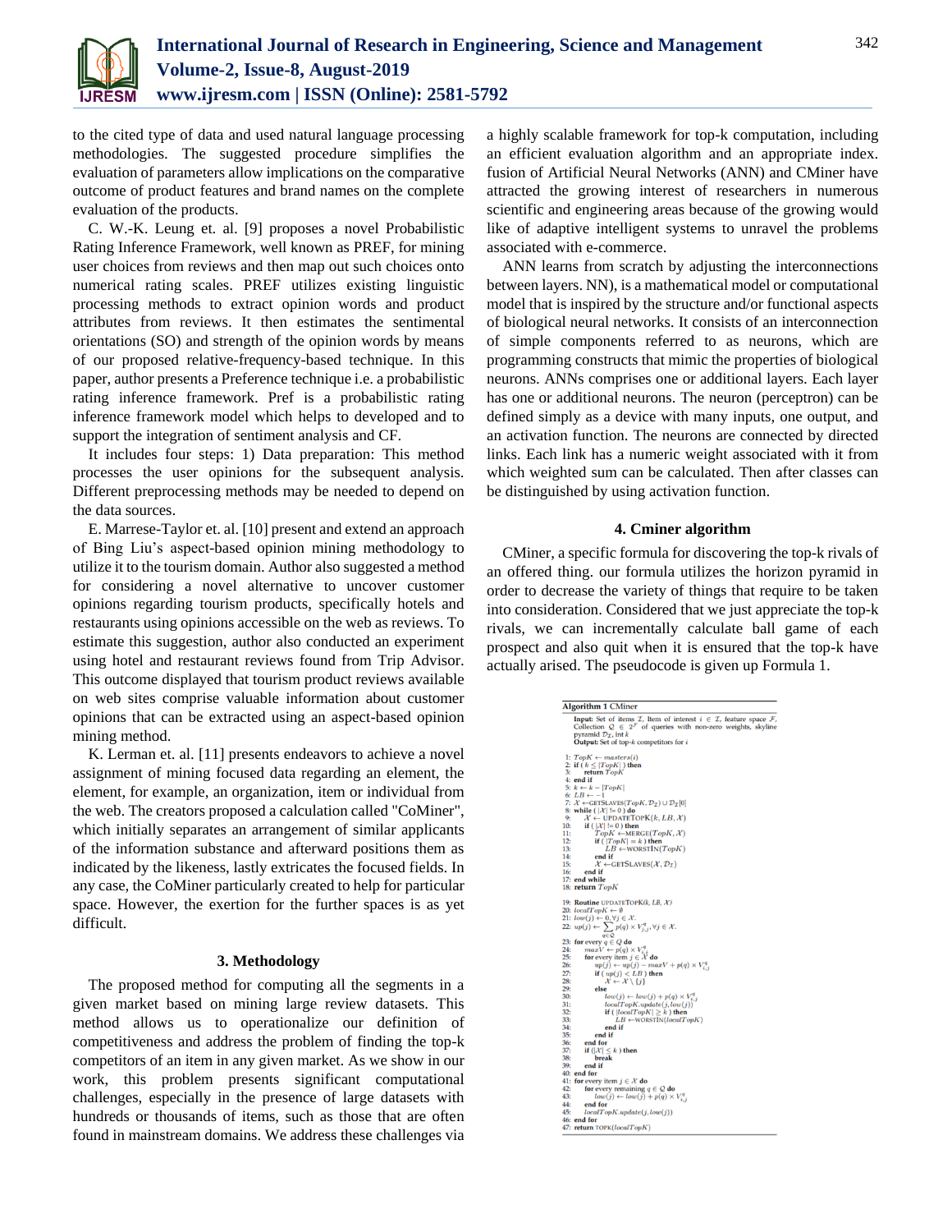to the cited type of data and used natural language processing methodologies. The suggested procedure simplifies the evaluation of parameters allow implications on the comparative outcome of product features and brand names on the complete evaluation of the products.

C. W.-K. Leung et. al. [9] proposes a novel Probabilistic Rating Inference Framework, well known as PREF, for mining user choices from reviews and then map out such choices onto numerical rating scales. PREF utilizes existing linguistic processing methods to extract opinion words and product attributes from reviews. It then estimates the sentimental orientations (SO) and strength of the opinion words by means of our proposed relative-frequency-based technique. In this paper, author presents a Preference technique i.e. a probabilistic rating inference framework. Pref is a probabilistic rating inference framework model which helps to developed and to support the integration of sentiment analysis and CF.

It includes four steps: 1) Data preparation: This method processes the user opinions for the subsequent analysis. Different preprocessing methods may be needed to depend on the data sources.

E. Marrese-Taylor et. al. [10] present and extend an approach of Bing Liu's aspect-based opinion mining methodology to utilize it to the tourism domain. Author also suggested a method for considering a novel alternative to uncover customer opinions regarding tourism products, specifically hotels and restaurants using opinions accessible on the web as reviews. To estimate this suggestion, author also conducted an experiment using hotel and restaurant reviews found from Trip Advisor. This outcome displayed that tourism product reviews available on web sites comprise valuable information about customer opinions that can be extracted using an aspect-based opinion mining method.

K. Lerman et. al. [11] presents endeavors to achieve a novel assignment of mining focused data regarding an element, the element, for example, an organization, item or individual from the web. The creators proposed a calculation called "CoMiner", which initially separates an arrangement of similar applicants of the information substance and afterward positions them as indicated by the likeness, lastly extricates the focused fields. In any case, the CoMiner particularly created to help for particular space. However, the exertion for the further spaces is as yet difficult.

## 3. Methodology

The proposed method for computing all the segments in a given market based on mining large review datasets. This method allows us to operationalize our definition of competitiveness and address the problem of finding the top-k competitors of an item in any given market. As we show in our work, this problem presents significant computational challenges, especially in the presence of large datasets with hundreds or thousands of items, such as those that are often found in mainstream domains. We address these challenges via a highly scalable framework for top-k computation, including an efficient evaluation algorithm and an appropriate index. fusion of Artificial Neural Networks (ANN) and CMiner have attracted the growing interest of researchers in numerous scientific and engineering areas because of the growing would like of adaptive intelligent systems to unravel the problems associated with e-commerce.

ANN learns from scratch by adjusting the interconnections between layers. NN), is a mathematical model or computational model that is inspired by the structure and/or functional aspects of biological neural networks. It consists of an interconnection of simple components referred to as neurons, which are programming constructs that mimic the properties of biological neurons. ANNs comprises one or additional layers. Each layer has one or additional neurons. The neuron (perceptron) can be defined simply as a device with many inputs, one output, and an activation function. The neurons are connected by directed links. Each link has a numeric weight associated with it from which weighted sum can be calculated. Then after classes can be distinguished by using activation function.

## 4. Cminer algorithm

CMiner, a specific formula for discovering the top-k rivals of an offered thing. our formula utilizes the horizon pyramid in order to decrease the variety of things that require to be taken into consideration. Considered that we just appreciate the top-k rivals, we can incrementally calculate ball game of each prospect and also quit when it is ensured that the top-k have actually arised. The pseudocode is given up Formula 1.

**Algorithm 1** CMiner

**Input:** Set of items $\mathcal{I}$, Item of interest $i \in \mathcal{I}$, feature space $\mathcal{F}$, Collection $\mathcal{Q} \in 2^{\mathcal{F}}$ of queries with non-zero weights, skyline pyramid $\mathcal{D}_{\mathcal{I}}$, int $k$
**Output:** Set of top-$k$ competitors for $i$

```
1: TopK ← masters(i)
2: if ( k ≤ |TopK| ) then
3:     return TopK
4: end if
5: k ← k − |TopK|
6: LB ← −1
7: X ← GETSLAVES(TopK, D_I) ∪ D_I[0]
8: while ( |X| != 0 ) do
9:     X ← UPDATETOPK(k, LB, X)
10:    if ( |X| != 0 ) then
11:        TopK ← MERGE(TopK, X)
12:        if ( |TopK| = k ) then
13:            LB ← WORSTIN(TopK)
14:        end if
15:        X ← GETSLAVES(X, D_I)
16:    end if
17: end while
18: return TopK

19: Routine UPDATETOPK(k, LB, X)
20: localTopK ← ∅
21: low(j) ← 0, ∀j ∈ X.
22: up(j) ← Σ_{q∈Q} p(q) × V^q_{i,j}, ∀j ∈ X.
23: for every q ∈ Q do
24:     maxV ← p(q) × V^q_{i,i}
25:     for every item j ∈ X do
26:         up(j) ← up(j) − maxV + p(q) × V^q_{i,j}
27:         if ( up(j) < LB ) then
28:             X ← X \ {j}
29:         else
30:             low(j) ← low(j) + p(q) × V^q_{i,j}
31:             localTopK.update(j, low(j))
32:             if ( |localTopK| ≥ k ) then
33:                 LB ← WORSTIN(localTopK)
34:             end if
35:         end if
36:     end for
37:     if (|X| ≤ k ) then
38:         break
39:     end if
40: end for
41: for every item j ∈ X do
42:     for every remaining q ∈ Q do
43:         low(j) ← low(j) + p(q) × V^q_{i,j}
44:     end for
45:     localTopK.update(j, low(j))
46: end for
47: return TOPK(localTopK)
```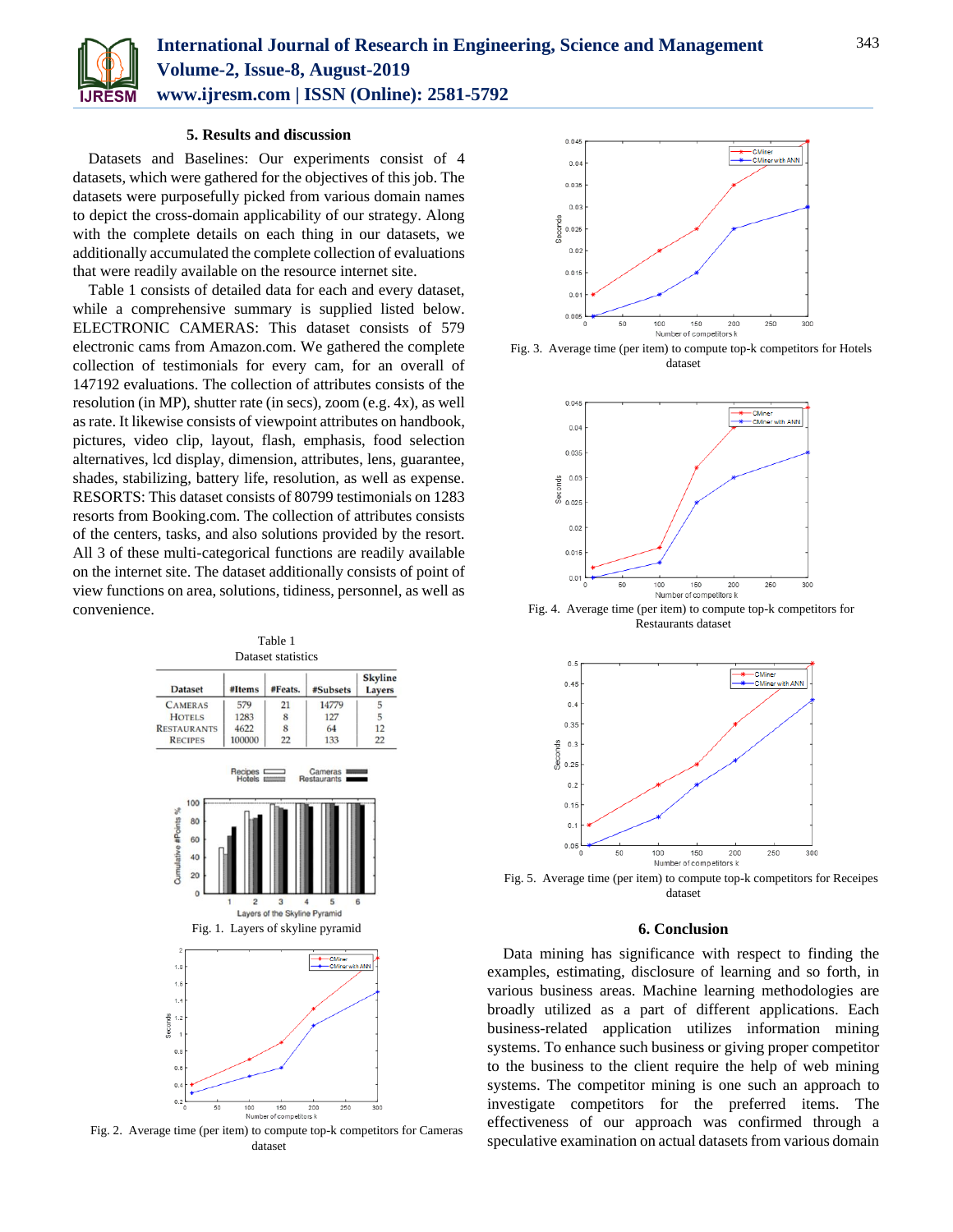## 5. Results and discussion

Datasets and Baselines: Our experiments consist of 4 datasets, which were gathered for the objectives of this job. The datasets were purposefully picked from various domain names to depict the cross-domain applicability of our strategy. Along with the complete details on each thing in our datasets, we additionally accumulated the complete collection of evaluations that were readily available on the resource internet site.

Table 1 consists of detailed data for each and every dataset, while a comprehensive summary is supplied listed below. ELECTRONIC CAMERAS: This dataset consists of 579 electronic cams from Amazon.com. We gathered the complete collection of testimonials for every cam, for an overall of 147192 evaluations. The collection of attributes consists of the resolution (in MP), shutter rate (in secs), zoom (e.g. 4x), as well as rate. It likewise consists of viewpoint attributes on handbook, pictures, video clip, layout, flash, emphasis, food selection alternatives, lcd display, dimension, attributes, lens, guarantee, shades, stabilizing, battery life, resolution, as well as expense. RESORTS: This dataset consists of 80799 testimonials on 1283 resorts from Booking.com. The collection of attributes consists of the centers, tasks, and also solutions provided by the resort. All 3 of these multi-categorical functions are readily available on the internet site. The dataset additionally consists of point of view functions on area, solutions, tidiness, personnel, as well as convenience.

Table 1
Dataset statistics

| Dataset | #Items | #Feats. | #Subsets | Skyline Layers |
|---|---|---|---|---|
| CAMERAS | 579 | 21 | 14779 | 5 |
| HOTELS | 1283 | 8 | 127 | 5 |
| RESTAURANTS | 4622 | 8 | 64 | 12 |
| RECIPES | 100000 | 22 | 133 | 22 |

Fig. 1. Layers of skyline pyramid

Fig. 2. Average time (per item) to compute top-k competitors for Cameras dataset

Fig. 3. Average time (per item) to compute top-k competitors for Hotels dataset

Fig. 4. Average time (per item) to compute top-k competitors for Restaurants dataset

Fig. 5. Average time (per item) to compute top-k competitors for Receipes dataset

## 6. Conclusion

Data mining has significance with respect to finding the examples, estimating, disclosure of learning and so forth, in various business areas. Machine learning methodologies are broadly utilized as a part of different applications. Each business-related application utilizes information mining systems. To enhance such business or giving proper competitor to the business to the client require the help of web mining systems. The competitor mining is one such an approach to investigate competitors for the preferred items. The effectiveness of our approach was confirmed through a speculative examination on actual datasets from various domain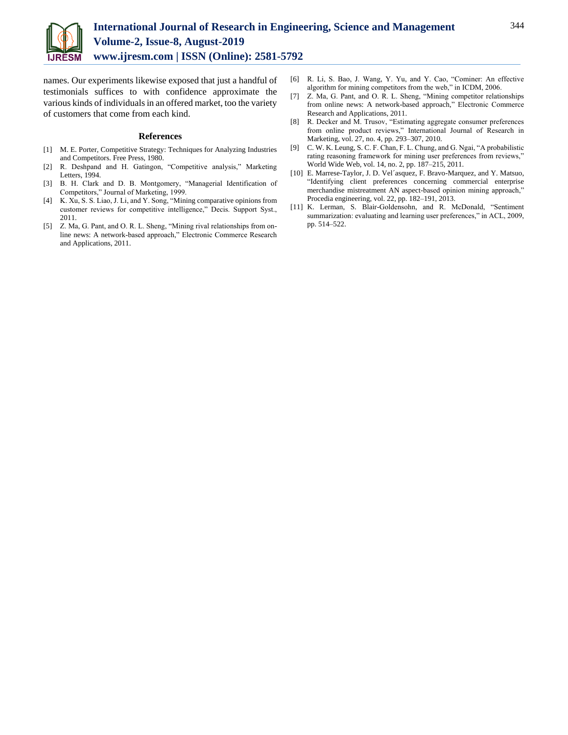names. Our experiments likewise exposed that just a handful of testimonials suffices to with confidence approximate the various kinds of individuals in an offered market, too the variety of customers that come from each kind.

## References

[1] M. E. Porter, Competitive Strategy: Techniques for Analyzing Industries and Competitors. Free Press, 1980.

[2] R. Deshpand and H. Gatingon, "Competitive analysis," Marketing Letters, 1994.

[3] B. H. Clark and D. B. Montgomery, "Managerial Identification of Competitors," Journal of Marketing, 1999.

[4] K. Xu, S. S. Liao, J. Li, and Y. Song, "Mining comparative opinions from customer reviews for competitive intelligence," Decis. Support Syst., 2011.

[5] Z. Ma, G. Pant, and O. R. L. Sheng, "Mining rival relationships from on-line news: A network-based approach," Electronic Commerce Research and Applications, 2011.

[6] R. Li, S. Bao, J. Wang, Y. Yu, and Y. Cao, "Cominer: An effective algorithm for mining competitors from the web," in ICDM, 2006.

[7] Z. Ma, G. Pant, and O. R. L. Sheng, "Mining competitor relationships from online news: A network-based approach," Electronic Commerce Research and Applications, 2011.

[8] R. Decker and M. Trusov, "Estimating aggregate consumer preferences from online product reviews," International Journal of Research in Marketing, vol. 27, no. 4, pp. 293–307, 2010.

[9] C. W. K. Leung, S. C. F. Chan, F. L. Chung, and G. Ngai, "A probabilistic rating reasoning framework for mining user preferences from reviews," World Wide Web, vol. 14, no. 2, pp. 187–215, 2011.

[10] E. Marrese-Taylor, J. D. Vel´asquez, F. Bravo-Marquez, and Y. Matsuo, "Identifying client preferences concerning commercial enterprise merchandise mistreatment AN aspect-based opinion mining approach," Procedia engineering, vol. 22, pp. 182–191, 2013.

[11] K. Lerman, S. Blair-Goldensohn, and R. McDonald, "Sentiment summarization: evaluating and learning user preferences," in ACL, 2009, pp. 514–522.